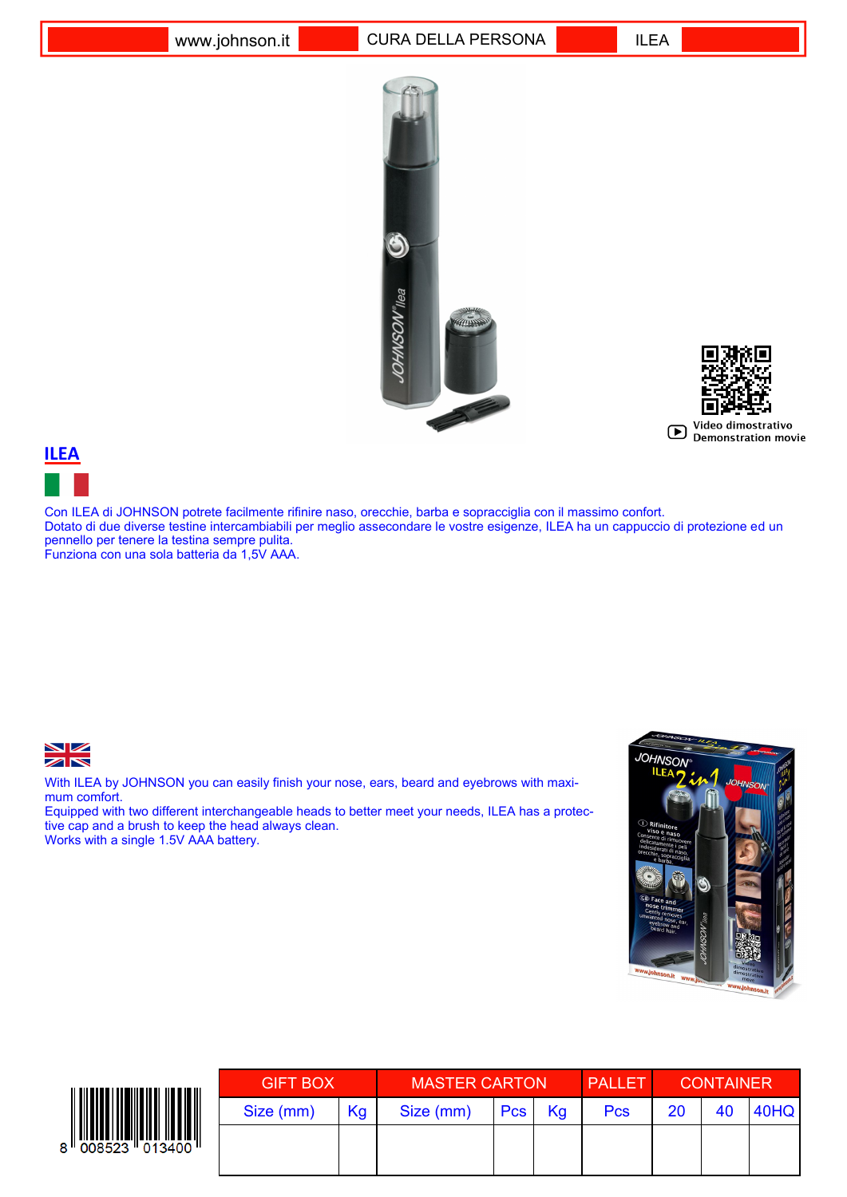www.johnson.it | CURA DELLA PERSONA | ILEA

Video dimostrativo
Demonstration movie

## ILEA

Con ILEA di JOHNSON potrete facilmente rifinire naso, orecchie, barba e sopracciglia con il massimo confort.
Dotato di due diverse testine intercambiabili per meglio assecondare le vostre esigenze, ILEA ha un cappuccio di protezione ed un pennello per tenere la testina sempre pulita.
Funziona con una sola batteria da 1,5V AAA.

With ILEA by JOHNSON you can easily finish your nose, ears, beard and eyebrows with maximum comfort.
Equipped with two different interchangeable heads to better meet your needs, ILEA has a protective cap and a brush to keep the head always clean.
Works with a single 1.5V AAA battery.

8 008523 013400

| GIFT BOX | | MASTER CARTON | | | PALLET | CONTAINER | | |
|---|---|---|---|---|---|---|---|---|
| Size (mm) | Kg | Size (mm) | Pcs | Kg | Pcs | 20 | 40 | 40HQ |
| | | | | | | | | |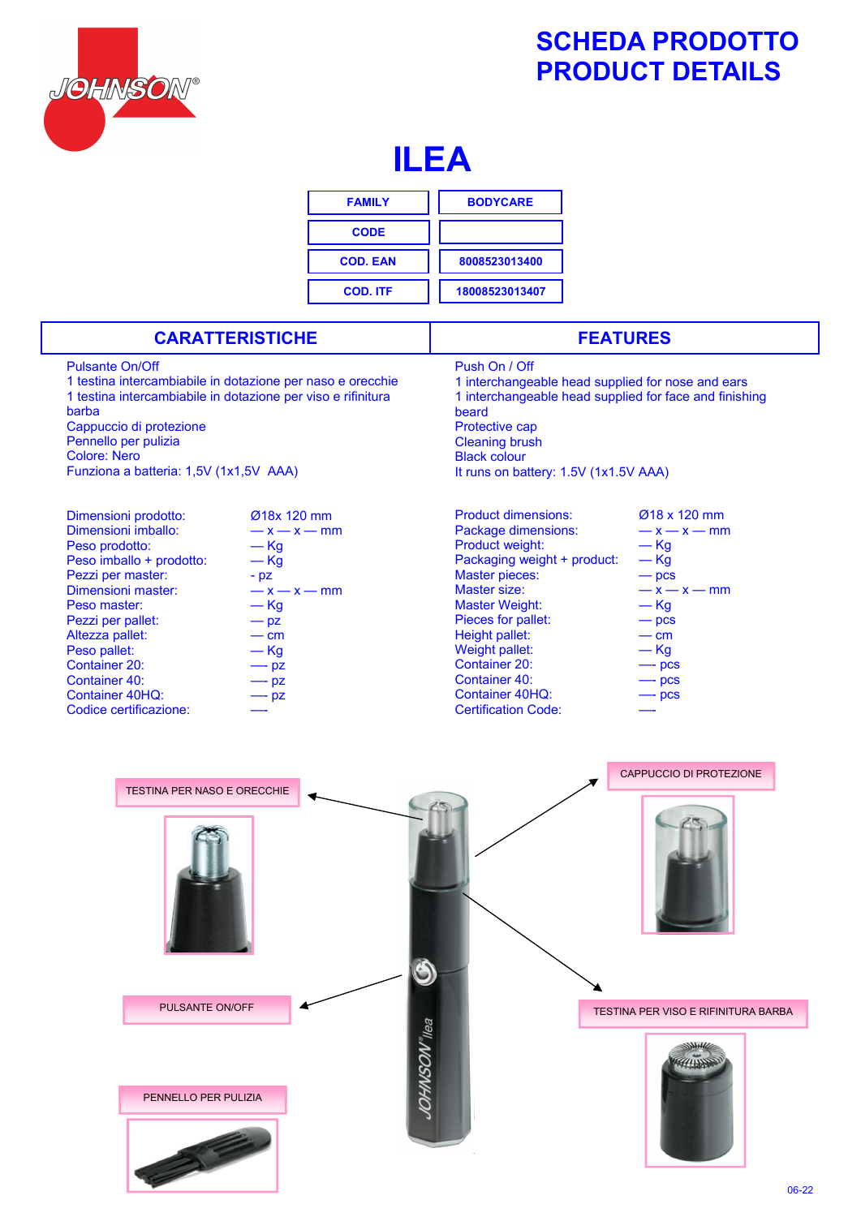# SCHEDA PRODOTTO
# PRODUCT DETAILS

## ILEA

| | |
|---|---|
| FAMILY | BODYCARE |
| CODE | |
| COD. EAN | 8008523013400 |
| COD. ITF | 18008523013407 |

| CARATTERISTICHE | FEATURES |
|---|---|

Pulsante On/Off
1 testina intercambiabile in dotazione per naso e orecchie
1 testina intercambiabile in dotazione per viso e rifinitura barba
Cappuccio di protezione
Pennello per pulizia
Colore: Nero
Funziona a batteria: 1,5V (1x1,5V AAA)

| | |
|---|---|
| Dimensioni prodotto: | Ø18x 120 mm |
| Dimensioni imballo: | — x — x — mm |
| Peso prodotto: | — Kg |
| Peso imballo + prodotto: | — Kg |
| Pezzi per master: | - pz |
| Dimensioni master: | — x — x — mm |
| Peso master: | — Kg |
| Pezzi per pallet: | — pz |
| Altezza pallet: | — cm |
| Peso pallet: | — Kg |
| Container 20: | —- pz |
| Container 40: | —- pz |
| Container 40HQ: | —- pz |
| Codice certificazione: | —- |

Push On / Off
1 interchangeable head supplied for nose and ears
1 interchangeable head supplied for face and finishing beard
Protective cap
Cleaning brush
Black colour
It runs on battery: 1.5V (1x1.5V AAA)

| | |
|---|---|
| Product dimensions: | Ø18 x 120 mm |
| Package dimensions: | — x — x — mm |
| Product weight: | — Kg |
| Packaging weight + product: | — Kg |
| Master pieces: | — pcs |
| Master size: | — x — x — mm |
| Master Weight: | — Kg |
| Pieces for pallet: | — pcs |
| Height pallet: | — cm |
| Weight pallet: | — Kg |
| Container 20: | —- pcs |
| Container 40: | —- pcs |
| Container 40HQ: | —- pcs |
| Certification Code: | —- |

TESTINA PER NASO E ORECCHIE

CAPPUCCIO DI PROTEZIONE

PULSANTE ON/OFF

TESTINA PER VISO E RIFINITURA BARBA

PENNELLO PER PULIZIA

06-22